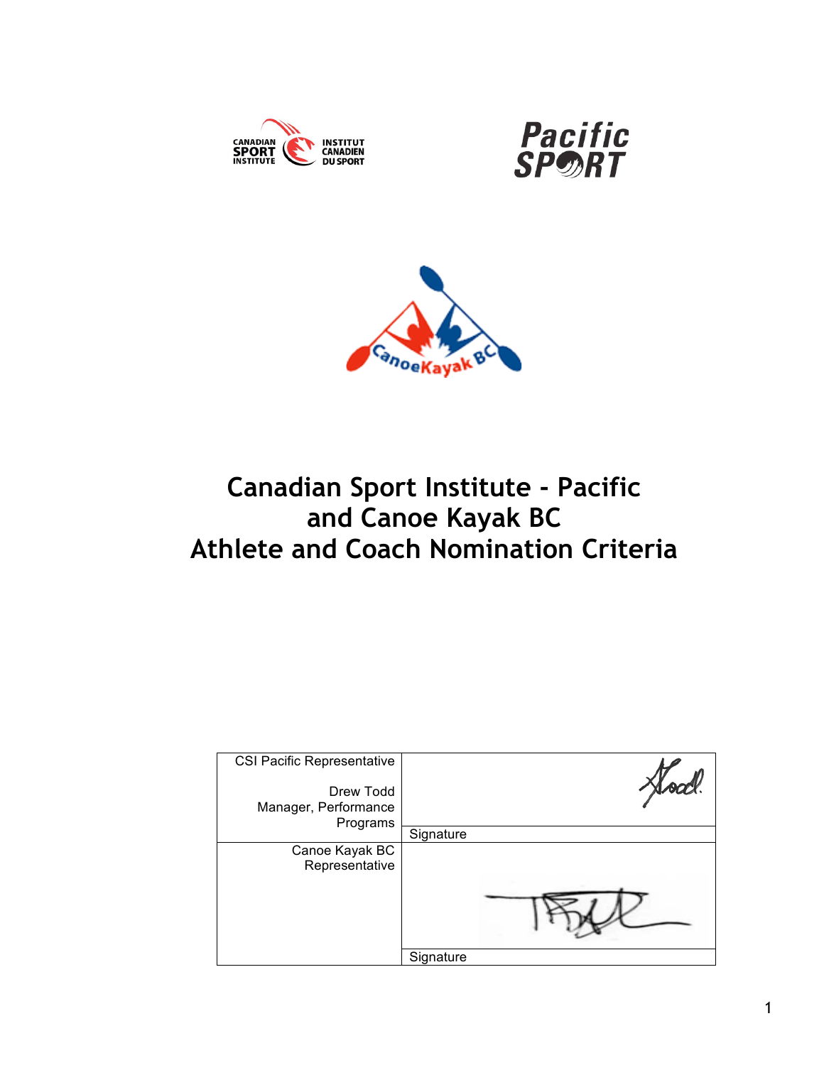# Canadian Sport Institute - Pacific and Canoe Kayak BC Athlete and Coach Nomination Criteria

| CSI Pacific Representative<br><br>Drew Todd<br>Manager, Performance Programs | Signature |
| --- | --- |
| Canoe Kayak BC Representative | Signature |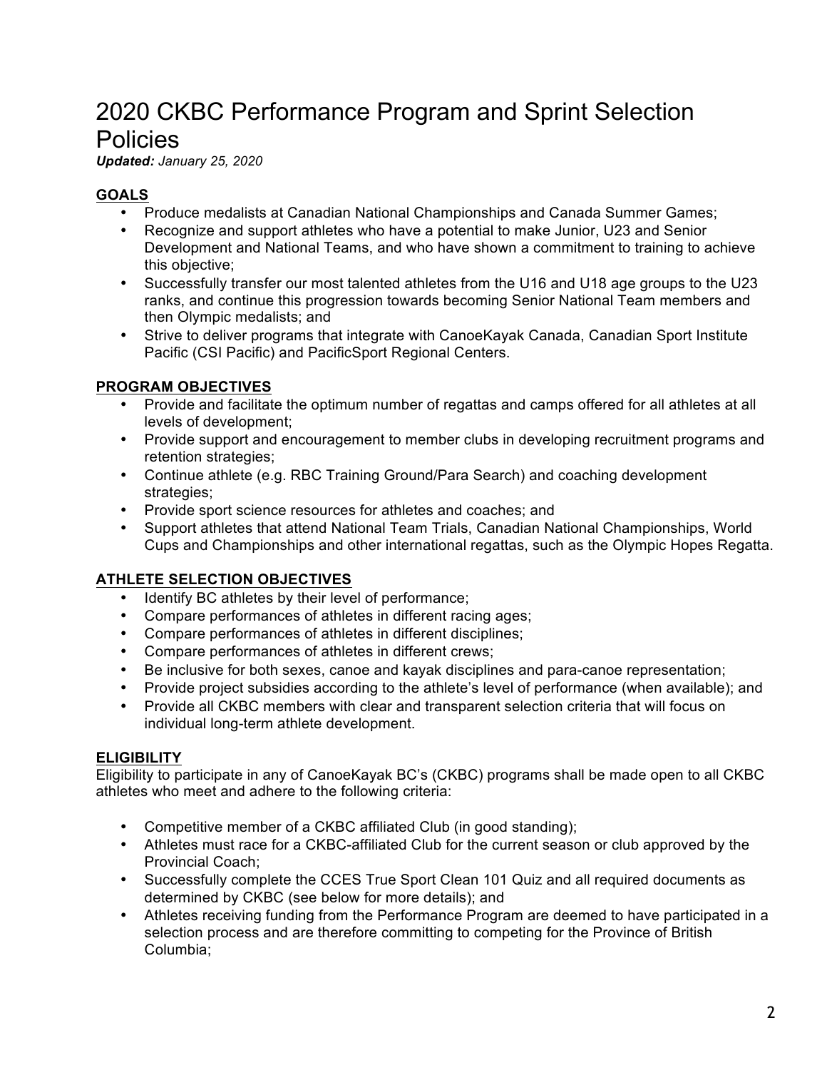# 2020 CKBC Performance Program and Sprint Selection Policies

***Updated:** January 25, 2020*

## GOALS

- Produce medalists at Canadian National Championships and Canada Summer Games;
- Recognize and support athletes who have a potential to make Junior, U23 and Senior Development and National Teams, and who have shown a commitment to training to achieve this objective;
- Successfully transfer our most talented athletes from the U16 and U18 age groups to the U23 ranks, and continue this progression towards becoming Senior National Team members and then Olympic medalists; and
- Strive to deliver programs that integrate with CanoeKayak Canada, Canadian Sport Institute Pacific (CSI Pacific) and PacificSport Regional Centers.

## PROGRAM OBJECTIVES

- Provide and facilitate the optimum number of regattas and camps offered for all athletes at all levels of development;
- Provide support and encouragement to member clubs in developing recruitment programs and retention strategies;
- Continue athlete (e.g. RBC Training Ground/Para Search) and coaching development strategies;
- Provide sport science resources for athletes and coaches; and
- Support athletes that attend National Team Trials, Canadian National Championships, World Cups and Championships and other international regattas, such as the Olympic Hopes Regatta.

## ATHLETE SELECTION OBJECTIVES

- Identify BC athletes by their level of performance;
- Compare performances of athletes in different racing ages;
- Compare performances of athletes in different disciplines;
- Compare performances of athletes in different crews;
- Be inclusive for both sexes, canoe and kayak disciplines and para-canoe representation;
- Provide project subsidies according to the athlete's level of performance (when available); and
- Provide all CKBC members with clear and transparent selection criteria that will focus on individual long-term athlete development.

## ELIGIBILITY

Eligibility to participate in any of CanoeKayak BC's (CKBC) programs shall be made open to all CKBC athletes who meet and adhere to the following criteria:

- Competitive member of a CKBC affiliated Club (in good standing);
- Athletes must race for a CKBC-affiliated Club for the current season or club approved by the Provincial Coach;
- Successfully complete the CCES True Sport Clean 101 Quiz and all required documents as determined by CKBC (see below for more details); and
- Athletes receiving funding from the Performance Program are deemed to have participated in a selection process and are therefore committing to competing for the Province of British Columbia;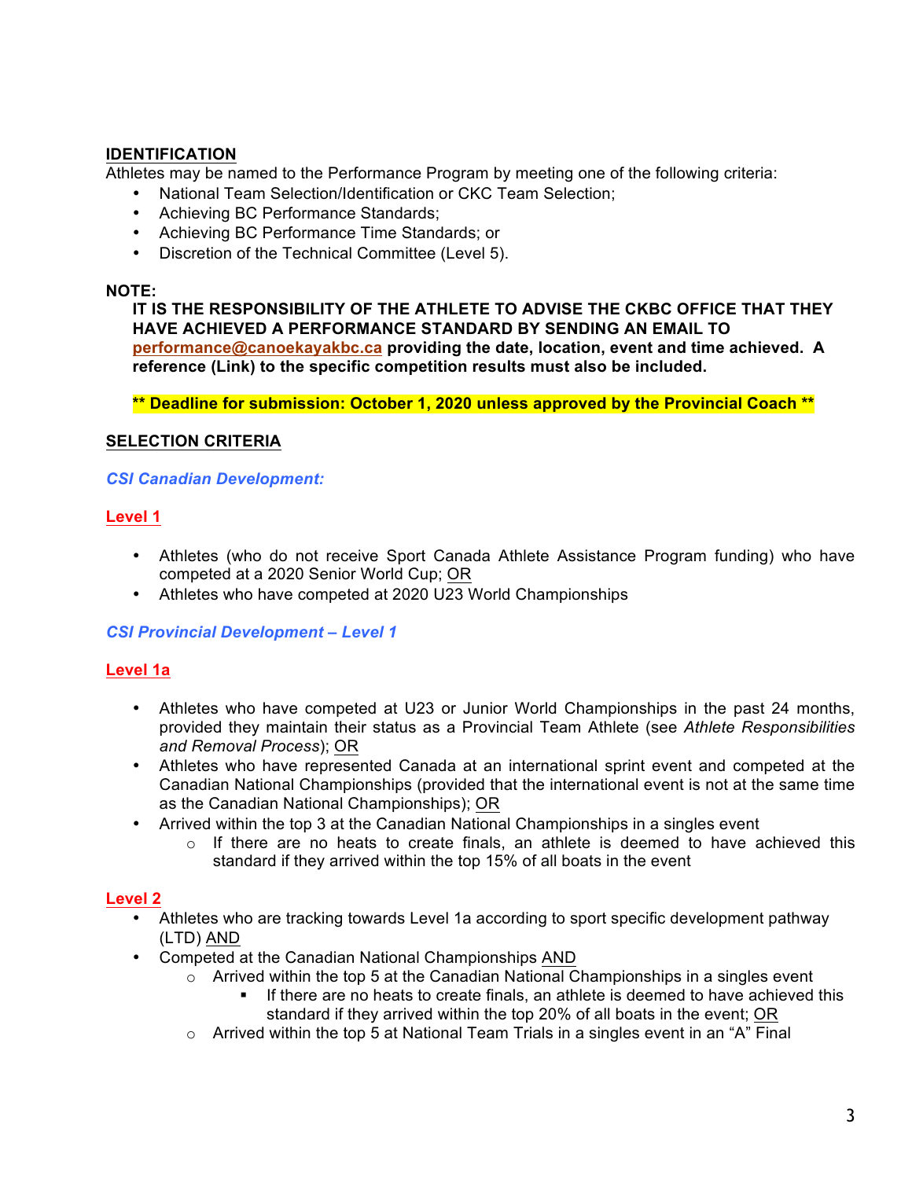## IDENTIFICATION

Athletes may be named to the Performance Program by meeting one of the following criteria:

- National Team Selection/Identification or CKC Team Selection;
- Achieving BC Performance Standards;
- Achieving BC Performance Time Standards; or
- Discretion of the Technical Committee (Level 5).

**NOTE:**

> **IT IS THE RESPONSIBILITY OF THE ATHLETE TO ADVISE THE CKBC OFFICE THAT THEY HAVE ACHIEVED A PERFORMANCE STANDARD BY SENDING AN EMAIL TO performance@canoekayakbc.ca providing the date, location, event and time achieved. A reference (Link) to the specific competition results must also be included.**
>
> **\*\* Deadline for submission: October 1, 2020 unless approved by the Provincial Coach \*\***

## SELECTION CRITERIA

### *CSI Canadian Development:*

#### Level 1

- Athletes (who do not receive Sport Canada Athlete Assistance Program funding) who have competed at a 2020 Senior World Cup; OR
- Athletes who have competed at 2020 U23 World Championships

### *CSI Provincial Development – Level 1*

#### Level 1a

- Athletes who have competed at U23 or Junior World Championships in the past 24 months, provided they maintain their status as a Provincial Team Athlete (see *Athlete Responsibilities and Removal Process*); OR
- Athletes who have represented Canada at an international sprint event and competed at the Canadian National Championships (provided that the international event is not at the same time as the Canadian National Championships); OR
- Arrived within the top 3 at the Canadian National Championships in a singles event
  - If there are no heats to create finals, an athlete is deemed to have achieved this standard if they arrived within the top 15% of all boats in the event

#### Level 2

- Athletes who are tracking towards Level 1a according to sport specific development pathway (LTD) AND
- Competed at the Canadian National Championships AND
  - Arrived within the top 5 at the Canadian National Championships in a singles event
    - If there are no heats to create finals, an athlete is deemed to have achieved this standard if they arrived within the top 20% of all boats in the event; OR
  - Arrived within the top 5 at National Team Trials in a singles event in an "A" Final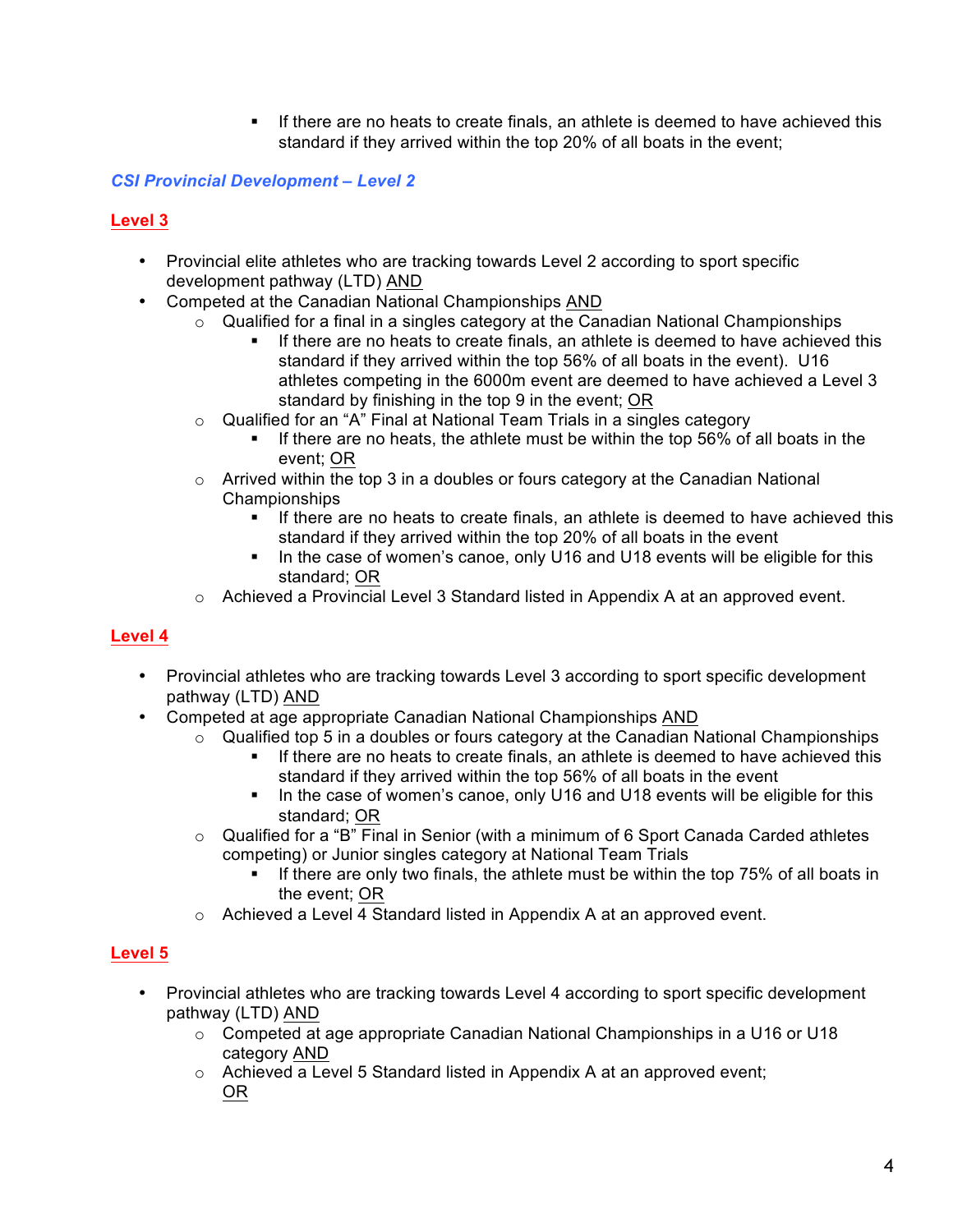- If there are no heats to create finals, an athlete is deemed to have achieved this standard if they arrived within the top 20% of all boats in the event;

### *CSI Provincial Development – Level 2*

#### Level 3

- Provincial elite athletes who are tracking towards Level 2 according to sport specific development pathway (LTD) AND
- Competed at the Canadian National Championships AND
  - Qualified for a final in a singles category at the Canadian National Championships
    - If there are no heats to create finals, an athlete is deemed to have achieved this standard if they arrived within the top 56% of all boats in the event). U16 athletes competing in the 6000m event are deemed to have achieved a Level 3 standard by finishing in the top 9 in the event; OR
  - Qualified for an "A" Final at National Team Trials in a singles category
    - If there are no heats, the athlete must be within the top 56% of all boats in the event; OR
  - Arrived within the top 3 in a doubles or fours category at the Canadian National Championships
    - If there are no heats to create finals, an athlete is deemed to have achieved this standard if they arrived within the top 20% of all boats in the event
    - In the case of women's canoe, only U16 and U18 events will be eligible for this standard; OR
  - Achieved a Provincial Level 3 Standard listed in Appendix A at an approved event.

#### Level 4

- Provincial athletes who are tracking towards Level 3 according to sport specific development pathway (LTD) AND
- Competed at age appropriate Canadian National Championships AND
  - Qualified top 5 in a doubles or fours category at the Canadian National Championships
    - If there are no heats to create finals, an athlete is deemed to have achieved this standard if they arrived within the top 56% of all boats in the event
    - In the case of women's canoe, only U16 and U18 events will be eligible for this standard; OR
  - Qualified for a "B" Final in Senior (with a minimum of 6 Sport Canada Carded athletes competing) or Junior singles category at National Team Trials
    - If there are only two finals, the athlete must be within the top 75% of all boats in the event; OR
  - Achieved a Level 4 Standard listed in Appendix A at an approved event.

#### Level 5

- Provincial athletes who are tracking towards Level 4 according to sport specific development pathway (LTD) AND
  - Competed at age appropriate Canadian National Championships in a U16 or U18 category AND
  - Achieved a Level 5 Standard listed in Appendix A at an approved event;
    OR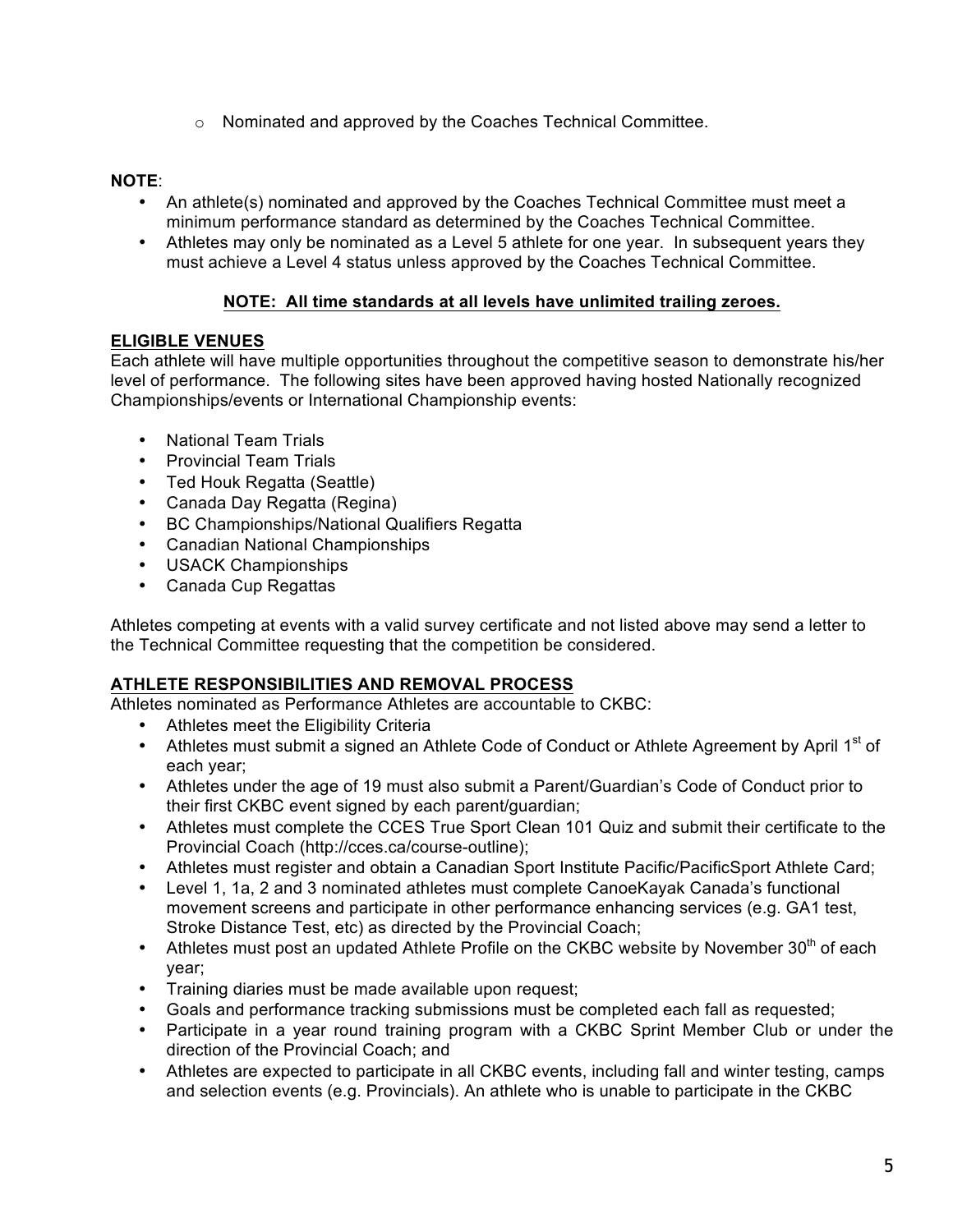- Nominated and approved by the Coaches Technical Committee.

**NOTE**:

- An athlete(s) nominated and approved by the Coaches Technical Committee must meet a minimum performance standard as determined by the Coaches Technical Committee.
- Athletes may only be nominated as a Level 5 athlete for one year. In subsequent years they must achieve a Level 4 status unless approved by the Coaches Technical Committee.

**NOTE: All time standards at all levels have unlimited trailing zeroes.**

**ELIGIBLE VENUES**

Each athlete will have multiple opportunities throughout the competitive season to demonstrate his/her level of performance. The following sites have been approved having hosted Nationally recognized Championships/events or International Championship events:

- National Team Trials
- Provincial Team Trials
- Ted Houk Regatta (Seattle)
- Canada Day Regatta (Regina)
- BC Championships/National Qualifiers Regatta
- Canadian National Championships
- USACK Championships
- Canada Cup Regattas

Athletes competing at events with a valid survey certificate and not listed above may send a letter to the Technical Committee requesting that the competition be considered.

**ATHLETE RESPONSIBILITIES AND REMOVAL PROCESS**

Athletes nominated as Performance Athletes are accountable to CKBC:

- Athletes meet the Eligibility Criteria
- Athletes must submit a signed an Athlete Code of Conduct or Athlete Agreement by April 1st of each year;
- Athletes under the age of 19 must also submit a Parent/Guardian's Code of Conduct prior to their first CKBC event signed by each parent/guardian;
- Athletes must complete the CCES True Sport Clean 101 Quiz and submit their certificate to the Provincial Coach (http://cces.ca/course-outline);
- Athletes must register and obtain a Canadian Sport Institute Pacific/PacificSport Athlete Card;
- Level 1, 1a, 2 and 3 nominated athletes must complete CanoeKayak Canada's functional movement screens and participate in other performance enhancing services (e.g. GA1 test, Stroke Distance Test, etc) as directed by the Provincial Coach;
- Athletes must post an updated Athlete Profile on the CKBC website by November 30th of each year;
- Training diaries must be made available upon request;
- Goals and performance tracking submissions must be completed each fall as requested;
- Participate in a year round training program with a CKBC Sprint Member Club or under the direction of the Provincial Coach; and
- Athletes are expected to participate in all CKBC events, including fall and winter testing, camps and selection events (e.g. Provincials). An athlete who is unable to participate in the CKBC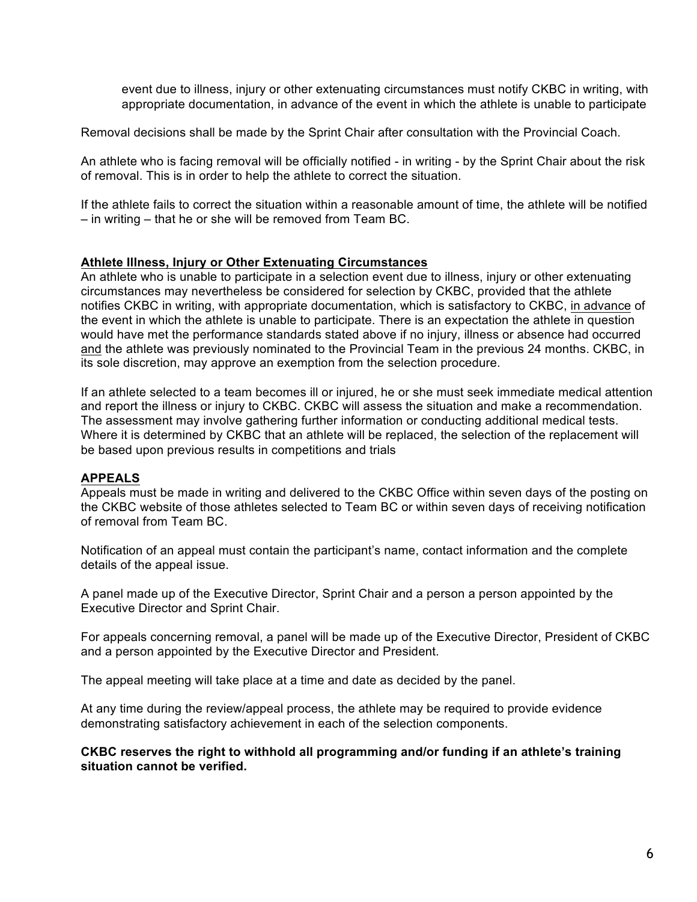event due to illness, injury or other extenuating circumstances must notify CKBC in writing, with appropriate documentation, in advance of the event in which the athlete is unable to participate

Removal decisions shall be made by the Sprint Chair after consultation with the Provincial Coach.

An athlete who is facing removal will be officially notified - in writing - by the Sprint Chair about the risk of removal. This is in order to help the athlete to correct the situation.

If the athlete fails to correct the situation within a reasonable amount of time, the athlete will be notified – in writing – that he or she will be removed from Team BC.

**Athlete Illness, Injury or Other Extenuating Circumstances**

An athlete who is unable to participate in a selection event due to illness, injury or other extenuating circumstances may nevertheless be considered for selection by CKBC, provided that the athlete notifies CKBC in writing, with appropriate documentation, which is satisfactory to CKBC, in advance of the event in which the athlete is unable to participate. There is an expectation the athlete in question would have met the performance standards stated above if no injury, illness or absence had occurred and the athlete was previously nominated to the Provincial Team in the previous 24 months. CKBC, in its sole discretion, may approve an exemption from the selection procedure.

If an athlete selected to a team becomes ill or injured, he or she must seek immediate medical attention and report the illness or injury to CKBC. CKBC will assess the situation and make a recommendation. The assessment may involve gathering further information or conducting additional medical tests. Where it is determined by CKBC that an athlete will be replaced, the selection of the replacement will be based upon previous results in competitions and trials

## APPEALS

Appeals must be made in writing and delivered to the CKBC Office within seven days of the posting on the CKBC website of those athletes selected to Team BC or within seven days of receiving notification of removal from Team BC.

Notification of an appeal must contain the participant's name, contact information and the complete details of the appeal issue.

A panel made up of the Executive Director, Sprint Chair and a person a person appointed by the Executive Director and Sprint Chair.

For appeals concerning removal, a panel will be made up of the Executive Director, President of CKBC and a person appointed by the Executive Director and President.

The appeal meeting will take place at a time and date as decided by the panel.

At any time during the review/appeal process, the athlete may be required to provide evidence demonstrating satisfactory achievement in each of the selection components.

**CKBC reserves the right to withhold all programming and/or funding if an athlete's training situation cannot be verified.**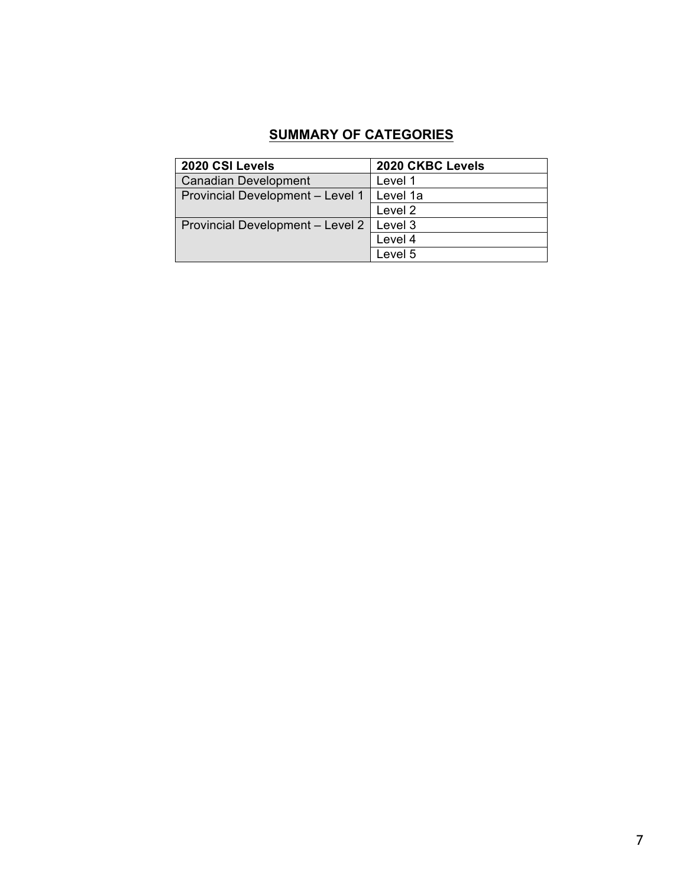## SUMMARY OF CATEGORIES

| 2020 CSI Levels | 2020 CKBC Levels |
| --- | --- |
| Canadian Development | Level 1 |
| Provincial Development – Level 1 | Level 1a |
| | Level 2 |
| Provincial Development – Level 2 | Level 3 |
| | Level 4 |
| | Level 5 |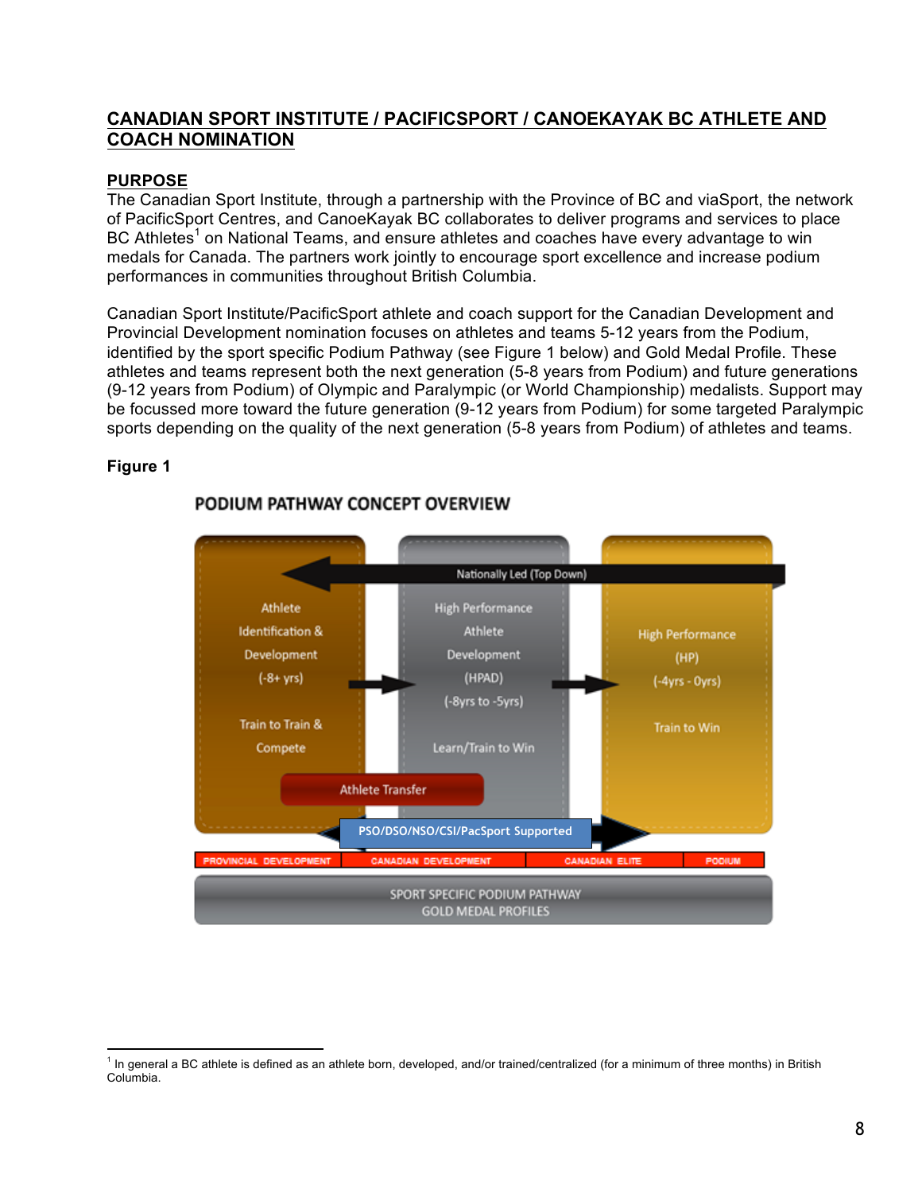## CANADIAN SPORT INSTITUTE / PACIFICSPORT / CANOEKAYAK BC ATHLETE AND COACH NOMINATION

### PURPOSE

The Canadian Sport Institute, through a partnership with the Province of BC and viaSport, the network of PacificSport Centres, and CanoeKayak BC collaborates to deliver programs and services to place BC Athletes[1] on National Teams, and ensure athletes and coaches have every advantage to win medals for Canada. The partners work jointly to encourage sport excellence and increase podium performances in communities throughout British Columbia.

Canadian Sport Institute/PacificSport athlete and coach support for the Canadian Development and Provincial Development nomination focuses on athletes and teams 5-12 years from the Podium, identified by the sport specific Podium Pathway (see Figure 1 below) and Gold Medal Profile. These athletes and teams represent both the next generation (5-8 years from Podium) and future generations (9-12 years from Podium) of Olympic and Paralympic (or World Championship) medalists. Support may be focussed more toward the future generation (9-12 years from Podium) for some targeted Paralympic sports depending on the quality of the next generation (5-8 years from Podium) of athletes and teams.

**Figure 1**

PODIUM PATHWAY CONCEPT OVERVIEW

Nationally Led (Top Down)

| Athlete Identification & Development (-8+ yrs) | High Performance Athlete Development (HPAD) (-8yrs to -5yrs) | High Performance (HP) (-4yrs - 0yrs) |
|---|---|---|
| Train to Train & Compete | Learn/Train to Win | Train to Win |

Athlete Transfer

PSO/DSO/NSO/CSI/PacSport Supported

PROVINCIAL DEVELOPMENT | CANADIAN DEVELOPMENT | CANADIAN ELITE | PODIUM

SPORT SPECIFIC PODIUM PATHWAY
GOLD MEDAL PROFILES

---

[1] In general a BC athlete is defined as an athlete born, developed, and/or trained/centralized (for a minimum of three months) in British Columbia.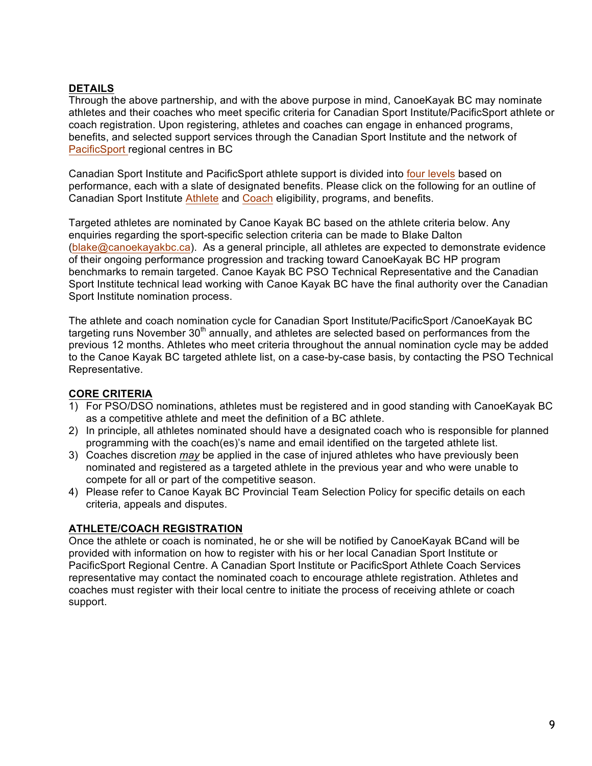## DETAILS

Through the above partnership, and with the above purpose in mind, CanoeKayak BC may nominate athletes and their coaches who meet specific criteria for Canadian Sport Institute/PacificSport athlete or coach registration. Upon registering, athletes and coaches can engage in enhanced programs, benefits, and selected support services through the Canadian Sport Institute and the network of PacificSport regional centres in BC

Canadian Sport Institute and PacificSport athlete support is divided into four levels based on performance, each with a slate of designated benefits. Please click on the following for an outline of Canadian Sport Institute Athlete and Coach eligibility, programs, and benefits.

Targeted athletes are nominated by Canoe Kayak BC based on the athlete criteria below. Any enquiries regarding the sport-specific selection criteria can be made to Blake Dalton (blake@canoekayakbc.ca). As a general principle, all athletes are expected to demonstrate evidence of their ongoing performance progression and tracking toward CanoeKayak BC HP program benchmarks to remain targeted. Canoe Kayak BC PSO Technical Representative and the Canadian Sport Institute technical lead working with Canoe Kayak BC have the final authority over the Canadian Sport Institute nomination process.

The athlete and coach nomination cycle for Canadian Sport Institute/PacificSport /CanoeKayak BC targeting runs November 30th annually, and athletes are selected based on performances from the previous 12 months. Athletes who meet criteria throughout the annual nomination cycle may be added to the Canoe Kayak BC targeted athlete list, on a case-by-case basis, by contacting the PSO Technical Representative.

## CORE CRITERIA

1) For PSO/DSO nominations, athletes must be registered and in good standing with CanoeKayak BC as a competitive athlete and meet the definition of a BC athlete.
2) In principle, all athletes nominated should have a designated coach who is responsible for planned programming with the coach(es)'s name and email identified on the targeted athlete list.
3) Coaches discretion *may* be applied in the case of injured athletes who have previously been nominated and registered as a targeted athlete in the previous year and who were unable to compete for all or part of the competitive season.
4) Please refer to Canoe Kayak BC Provincial Team Selection Policy for specific details on each criteria, appeals and disputes.

## ATHLETE/COACH REGISTRATION

Once the athlete or coach is nominated, he or she will be notified by CanoeKayak BCand will be provided with information on how to register with his or her local Canadian Sport Institute or PacificSport Regional Centre. A Canadian Sport Institute or PacificSport Athlete Coach Services representative may contact the nominated coach to encourage athlete registration. Athletes and coaches must register with their local centre to initiate the process of receiving athlete or coach support.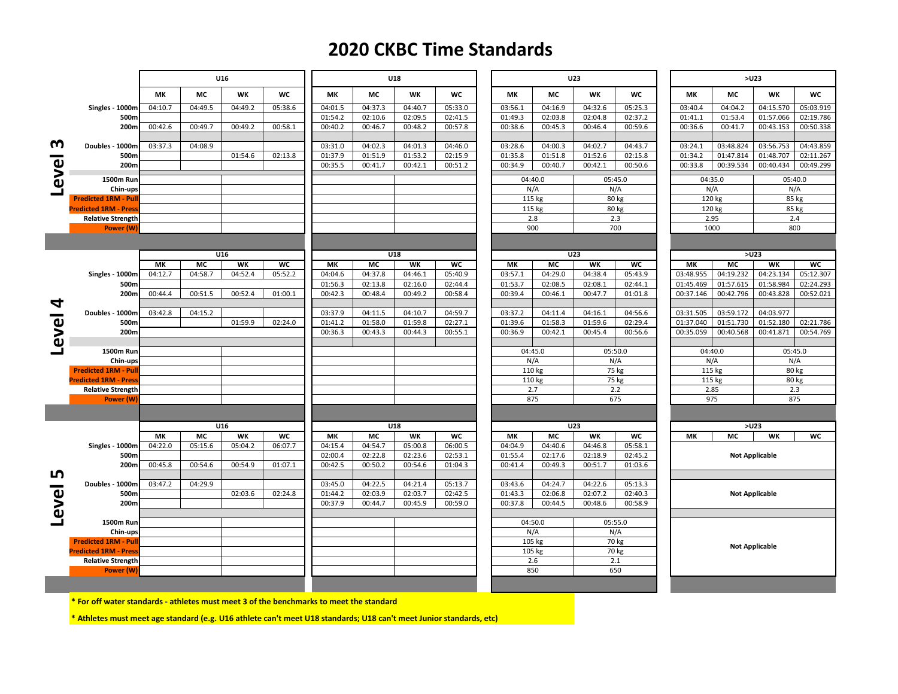# 2020 CKBC Time Standards

## Level 3

| | U16 | | | | U18 | | | | U23 | | | | >U23 | | | |
|---|---|---|---|---|---|---|---|---|---|---|---|---|---|---|---|---|
| | MK | MC | WK | WC | MK | MC | WK | WC | MK | MC | WK | WC | MK | MC | WK | WC |
| Singles - 1000m | 04:10.7 | 04:49.5 | 04:49.2 | 05:38.6 | 04:01.5 | 04:37.3 | 04:40.7 | 05:33.0 | 03:56.1 | 04:16.9 | 04:32.6 | 05:25.3 | 03:40.4 | 04:04.2 | 04:15.570 | 05:03.919 |
| 500m | | | | | 01:54.2 | 02:10.6 | 02:09.5 | 02:41.5 | 01:49.3 | 02:03.8 | 02:04.8 | 02:37.2 | 01:41.1 | 01:53.4 | 01:57.066 | 02:19.786 |
| 200m | 00:42.6 | 00:49.7 | 00:49.2 | 00:58.1 | 00:40.2 | 00:46.7 | 00:48.2 | 00:57.8 | 00:38.6 | 00:45.3 | 00:46.4 | 00:59.6 | 00:36.6 | 00:41.7 | 00:43.153 | 00:50.338 |
| Doubles - 1000m | 03:37.3 | 04:08.9 | | | 03:31.0 | 04:02.3 | 04:01.3 | 04:46.0 | 03:28.6 | 04:00.3 | 04:02.7 | 04:43.7 | 03:24.1 | 03:48.824 | 03:56.753 | 04:43.859 |
| 500m | | | 01:54.6 | 02:13.8 | 01:37.9 | 01:51.9 | 01:53.2 | 02:15.9 | 01:35.8 | 01:51.8 | 01:52.6 | 02:15.8 | 01:34.2 | 01:47.814 | 01:48.707 | 02:11.267 |
| 200m | | | | | 00:35.5 | 00:41.7 | 00:42.1 | 00:51.2 | 00:34.9 | 00:40.7 | 00:42.1 | 00:50.6 | 00:33.8 | 00:39.534 | 00:40.434 | 00:49.299 |
| 1500m Run | | | | | | | | | 04:40.0 | | 05:45.0 | | 04:35.0 | | 05:40.0 | |
| Chin-ups | | | | | | | | | N/A | | N/A | | N/A | | N/A | |
| Predicted 1RM - Pull | | | | | | | | | 115 kg | | 80 kg | | 120 kg | | 85 kg | |
| Predicted 1RM - Press | | | | | | | | | 115 kg | | 80 kg | | 120 kg | | 85 kg | |
| Relative Strength | | | | | | | | | 2.8 | | 2.3 | | 2.95 | | 2.4 | |
| Power (W) | | | | | | | | | 900 | | 700 | | 1000 | | 800 | |

## Level 4

| | U16 | | | | U18 | | | | U23 | | | | >U23 | | | |
|---|---|---|---|---|---|---|---|---|---|---|---|---|---|---|---|---|
| | MK | MC | WK | WC | MK | MC | WK | WC | MK | MC | WK | WC | MK | MC | WK | WC |
| Singles - 1000m | 04:12.7 | 04:58.7 | 04:52.4 | 05:52.2 | 04:04.6 | 04:37.8 | 04:46.1 | 05:40.9 | 03:57.1 | 04:29.0 | 04:38.4 | 05:43.9 | 03:48.955 | 04:19.232 | 04:23.134 | 05:12.307 |
| 500m | | | | | 01:56.3 | 02:13.8 | 02:16.0 | 02:44.4 | 01:53.7 | 02:08.5 | 02:08.1 | 02:44.1 | 01:45.469 | 01:57.615 | 01:58.984 | 02:24.293 |
| 200m | 00:44.4 | 00:51.5 | 00:52.4 | 01:00.1 | 00:42.3 | 00:48.4 | 00:49.2 | 00:58.4 | 00:39.4 | 00:46.1 | 00:47.7 | 01:01.8 | 00:37.146 | 00:42.796 | 00:43.828 | 00:52.021 |
| Doubles - 1000m | 03:42.8 | 04:15.2 | | | 03:37.9 | 04:11.5 | 04:10.7 | 04:59.7 | 03:37.2 | 04:11.4 | 04:16.1 | 04:56.6 | 03:31.505 | 03:59.172 | 04:03.977 | |
| 500m | | | 01:59.9 | 02:24.0 | 01:41.2 | 01:58.0 | 01:59.8 | 02:27.1 | 01:39.6 | 01:58.3 | 01:59.6 | 02:29.4 | 01:37.040 | 01:51.730 | 01:52.180 | 02:21.786 |
| 200m | | | | | 00:36.3 | 00:43.3 | 00:44.3 | 00:55.1 | 00:36.9 | 00:42.1 | 00:45.4 | 00:56.6 | 00:35.059 | 00:40.568 | 00:41.871 | 00:54.769 |
| 1500m Run | | | | | | | | | 04:45.0 | | 05:50.0 | | 04:40.0 | | 05:45.0 | |
| Chin-ups | | | | | | | | | N/A | | N/A | | N/A | | N/A | |
| Predicted 1RM - Pull | | | | | | | | | 110 kg | | 75 kg | | 115 kg | | 80 kg | |
| Predicted 1RM - Press | | | | | | | | | 110 kg | | 75 kg | | 115 kg | | 80 kg | |
| Relative Strength | | | | | | | | | 2.7 | | 2.2 | | 2.85 | | 2.3 | |
| Power (W) | | | | | | | | | 875 | | 675 | | 975 | | 875 | |

## Level 5

| | U16 | | | | U18 | | | | U23 | | | | >U23 | | | |
|---|---|---|---|---|---|---|---|---|---|---|---|---|---|---|---|---|
| | MK | MC | WK | WC | MK | MC | WK | WC | MK | MC | WK | WC | MK | MC | WK | WC |
| Singles - 1000m | 04:22.0 | 05:15.6 | 05:04.2 | 06:07.7 | 04:15.4 | 04:54.7 | 05:00.8 | 06:00.5 | 04:04.9 | 04:40.6 | 04:46.8 | 05:58.1 | Not Applicable | | | |
| 500m | | | | | 02:00.4 | 02:22.8 | 02:23.6 | 02:53.1 | 01:55.4 | 02:17.6 | 02:18.9 | 02:45.2 | | | | |
| 200m | 00:45.8 | 00:54.6 | 00:54.9 | 01:07.1 | 00:42.5 | 00:50.2 | 00:54.6 | 01:04.3 | 00:41.4 | 00:49.3 | 00:51.7 | 01:03.6 | | | | |
| Doubles - 1000m | 03:47.2 | 04:29.9 | | | 03:45.0 | 04:22.5 | 04:21.4 | 05:13.7 | 03:43.6 | 04:24.7 | 04:22.6 | 05:13.3 | Not Applicable | | | |
| 500m | | | 02:03.6 | 02:24.8 | 01:44.2 | 02:03.9 | 02:03.7 | 02:42.5 | 01:43.3 | 02:06.8 | 02:07.2 | 02:40.3 | | | | |
| 200m | | | | | 00:37.9 | 00:44.7 | 00:45.9 | 00:59.0 | 00:37.8 | 00:44.5 | 00:48.6 | 00:58.9 | | | | |
| 1500m Run | | | | | | | | | 04:50.0 | | 05:55.0 | | Not Applicable | | | |
| Chin-ups | | | | | | | | | N/A | | N/A | | | | | |
| Predicted 1RM - Pull | | | | | | | | | 105 kg | | 70 kg | | | | | |
| Predicted 1RM - Press | | | | | | | | | 105 kg | | 70 kg | | | | | |
| Relative Strength | | | | | | | | | 2.6 | | 2.1 | | | | | |
| Power (W) | | | | | | | | | 850 | | 650 | | | | | |

**\* For off water standards - athletes must meet 3 of the benchmarks to meet the standard**

**\* Athletes must meet age standard (e.g. U16 athlete can't meet U18 standards; U18 can't meet Junior standards, etc)**